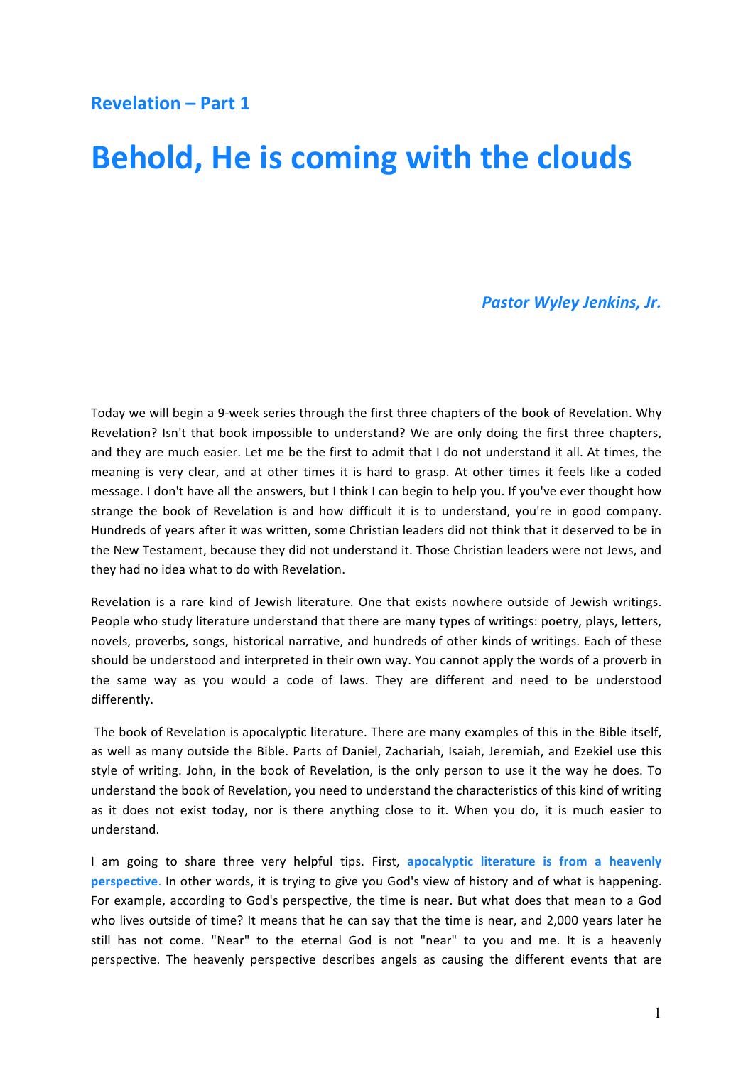## Revelation – Part 1

# Behold, He is coming with the clouds

***Pastor Wyley Jenkins, Jr.***

Today we will begin a 9-week series through the first three chapters of the book of Revelation. Why Revelation? Isn't that book impossible to understand? We are only doing the first three chapters, and they are much easier. Let me be the first to admit that I do not understand it all. At times, the meaning is very clear, and at other times it is hard to grasp. At other times it feels like a coded message. I don't have all the answers, but I think I can begin to help you. If you've ever thought how strange the book of Revelation is and how difficult it is to understand, you're in good company. Hundreds of years after it was written, some Christian leaders did not think that it deserved to be in the New Testament, because they did not understand it. Those Christian leaders were not Jews, and they had no idea what to do with Revelation.

Revelation is a rare kind of Jewish literature. One that exists nowhere outside of Jewish writings. People who study literature understand that there are many types of writings: poetry, plays, letters, novels, proverbs, songs, historical narrative, and hundreds of other kinds of writings. Each of these should be understood and interpreted in their own way. You cannot apply the words of a proverb in the same way as you would a code of laws. They are different and need to be understood differently.

The book of Revelation is apocalyptic literature. There are many examples of this in the Bible itself, as well as many outside the Bible. Parts of Daniel, Zachariah, Isaiah, Jeremiah, and Ezekiel use this style of writing. John, in the book of Revelation, is the only person to use it the way he does. To understand the book of Revelation, you need to understand the characteristics of this kind of writing as it does not exist today, nor is there anything close to it. When you do, it is much easier to understand.

I am going to share three very helpful tips. First, **apocalyptic literature is from a heavenly perspective**. In other words, it is trying to give you God's view of history and of what is happening. For example, according to God's perspective, the time is near. But what does that mean to a God who lives outside of time? It means that he can say that the time is near, and 2,000 years later he still has not come. "Near" to the eternal God is not "near" to you and me. It is a heavenly perspective. The heavenly perspective describes angels as causing the different events that are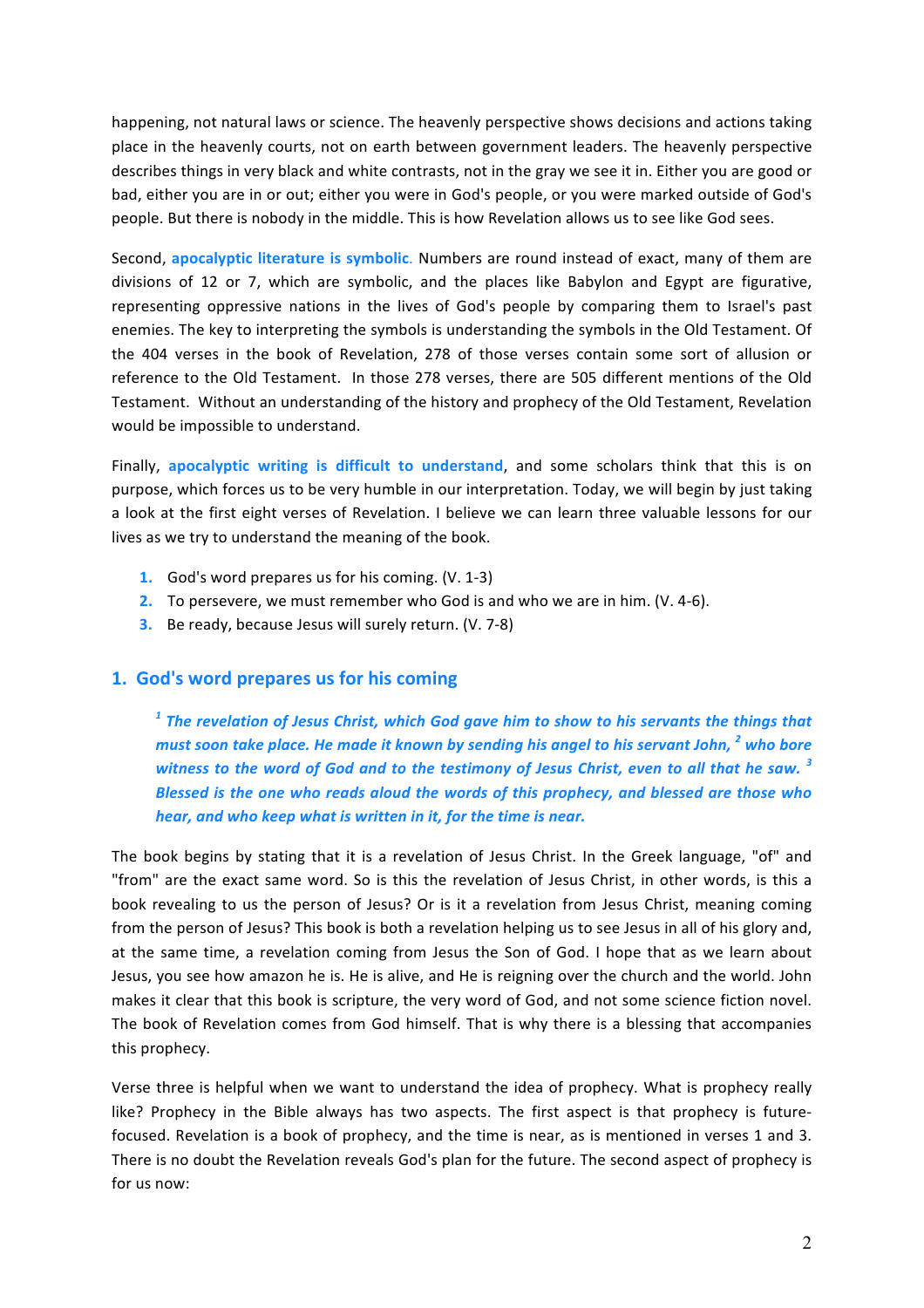happening, not natural laws or science. The heavenly perspective shows decisions and actions taking place in the heavenly courts, not on earth between government leaders. The heavenly perspective describes things in very black and white contrasts, not in the gray we see it in. Either you are good or bad, either you are in or out; either you were in God's people, or you were marked outside of God's people. But there is nobody in the middle. This is how Revelation allows us to see like God sees.

Second, **apocalyptic literature is symbolic**. Numbers are round instead of exact, many of them are divisions of 12 or 7, which are symbolic, and the places like Babylon and Egypt are figurative, representing oppressive nations in the lives of God's people by comparing them to Israel's past enemies. The key to interpreting the symbols is understanding the symbols in the Old Testament. Of the 404 verses in the book of Revelation, 278 of those verses contain some sort of allusion or reference to the Old Testament. In those 278 verses, there are 505 different mentions of the Old Testament. Without an understanding of the history and prophecy of the Old Testament, Revelation would be impossible to understand.

Finally, **apocalyptic writing is difficult to understand**, and some scholars think that this is on purpose, which forces us to be very humble in our interpretation. Today, we will begin by just taking a look at the first eight verses of Revelation. I believe we can learn three valuable lessons for our lives as we try to understand the meaning of the book.

1. God's word prepares us for his coming. (V. 1-3)
2. To persevere, we must remember who God is and who we are in him. (V. 4-6).
3. Be ready, because Jesus will surely return. (V. 7-8)

## 1. God's word prepares us for his coming

> ***[1] The revelation of Jesus Christ, which God gave him to show to his servants the things that must soon take place. He made it known by sending his angel to his servant John, [2] who bore witness to the word of God and to the testimony of Jesus Christ, even to all that he saw. [3] Blessed is the one who reads aloud the words of this prophecy, and blessed are those who hear, and who keep what is written in it, for the time is near.***

The book begins by stating that it is a revelation of Jesus Christ. In the Greek language, "of" and "from" are the exact same word. So is this the revelation of Jesus Christ, in other words, is this a book revealing to us the person of Jesus? Or is it a revelation from Jesus Christ, meaning coming from the person of Jesus? This book is both a revelation helping us to see Jesus in all of his glory and, at the same time, a revelation coming from Jesus the Son of God. I hope that as we learn about Jesus, you see how amazon he is. He is alive, and He is reigning over the church and the world. John makes it clear that this book is scripture, the very word of God, and not some science fiction novel. The book of Revelation comes from God himself. That is why there is a blessing that accompanies this prophecy.

Verse three is helpful when we want to understand the idea of prophecy. What is prophecy really like? Prophecy in the Bible always has two aspects. The first aspect is that prophecy is future-focused. Revelation is a book of prophecy, and the time is near, as is mentioned in verses 1 and 3. There is no doubt the Revelation reveals God's plan for the future. The second aspect of prophecy is for us now: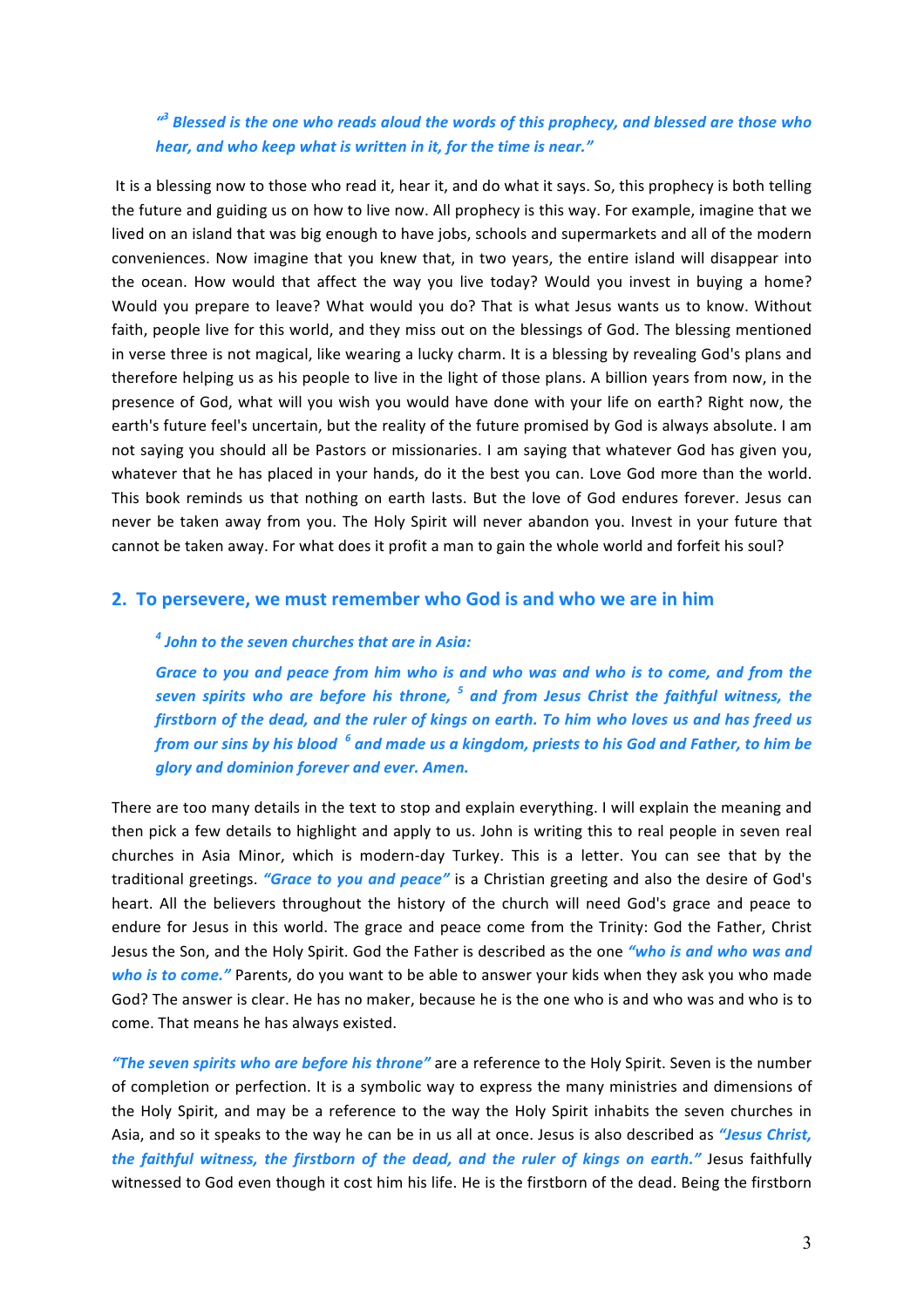*"[3] Blessed is the one who reads aloud the words of this prophecy, and blessed are those who hear, and who keep what is written in it, for the time is near."*

It is a blessing now to those who read it, hear it, and do what it says. So, this prophecy is both telling the future and guiding us on how to live now. All prophecy is this way. For example, imagine that we lived on an island that was big enough to have jobs, schools and supermarkets and all of the modern conveniences. Now imagine that you knew that, in two years, the entire island will disappear into the ocean. How would that affect the way you live today? Would you invest in buying a home? Would you prepare to leave? What would you do? That is what Jesus wants us to know. Without faith, people live for this world, and they miss out on the blessings of God. The blessing mentioned in verse three is not magical, like wearing a lucky charm. It is a blessing by revealing God's plans and therefore helping us as his people to live in the light of those plans. A billion years from now, in the presence of God, what will you wish you would have done with your life on earth? Right now, the earth's future feel's uncertain, but the reality of the future promised by God is always absolute. I am not saying you should all be Pastors or missionaries. I am saying that whatever God has given you, whatever that he has placed in your hands, do it the best you can. Love God more than the world. This book reminds us that nothing on earth lasts. But the love of God endures forever. Jesus can never be taken away from you. The Holy Spirit will never abandon you. Invest in your future that cannot be taken away. For what does it profit a man to gain the whole world and forfeit his soul?

## 2. To persevere, we must remember who God is and who we are in him

*[4] John to the seven churches that are in Asia:*

***Grace to you and peace from him who is and who was and who is to come, and from the seven spirits who are before his throne, [5] and from Jesus Christ the faithful witness, the firstborn of the dead, and the ruler of kings on earth. To him who loves us and has freed us from our sins by his blood [6] and made us a kingdom, priests to his God and Father, to him be glory and dominion forever and ever. Amen.***

There are too many details in the text to stop and explain everything. I will explain the meaning and then pick a few details to highlight and apply to us. John is writing this to real people in seven real churches in Asia Minor, which is modern-day Turkey. This is a letter. You can see that by the traditional greetings. ***"Grace to you and peace"*** is a Christian greeting and also the desire of God's heart. All the believers throughout the history of the church will need God's grace and peace to endure for Jesus in this world. The grace and peace come from the Trinity: God the Father, Christ Jesus the Son, and the Holy Spirit. God the Father is described as the one ***"who is and who was and who is to come."*** Parents, do you want to be able to answer your kids when they ask you who made God? The answer is clear. He has no maker, because he is the one who is and who was and who is to come. That means he has always existed.

***"The seven spirits who are before his throne"*** are a reference to the Holy Spirit. Seven is the number of completion or perfection. It is a symbolic way to express the many ministries and dimensions of the Holy Spirit, and may be a reference to the way the Holy Spirit inhabits the seven churches in Asia, and so it speaks to the way he can be in us all at once. Jesus is also described as ***"Jesus Christ, the faithful witness, the firstborn of the dead, and the ruler of kings on earth."*** Jesus faithfully witnessed to God even though it cost him his life. He is the firstborn of the dead. Being the firstborn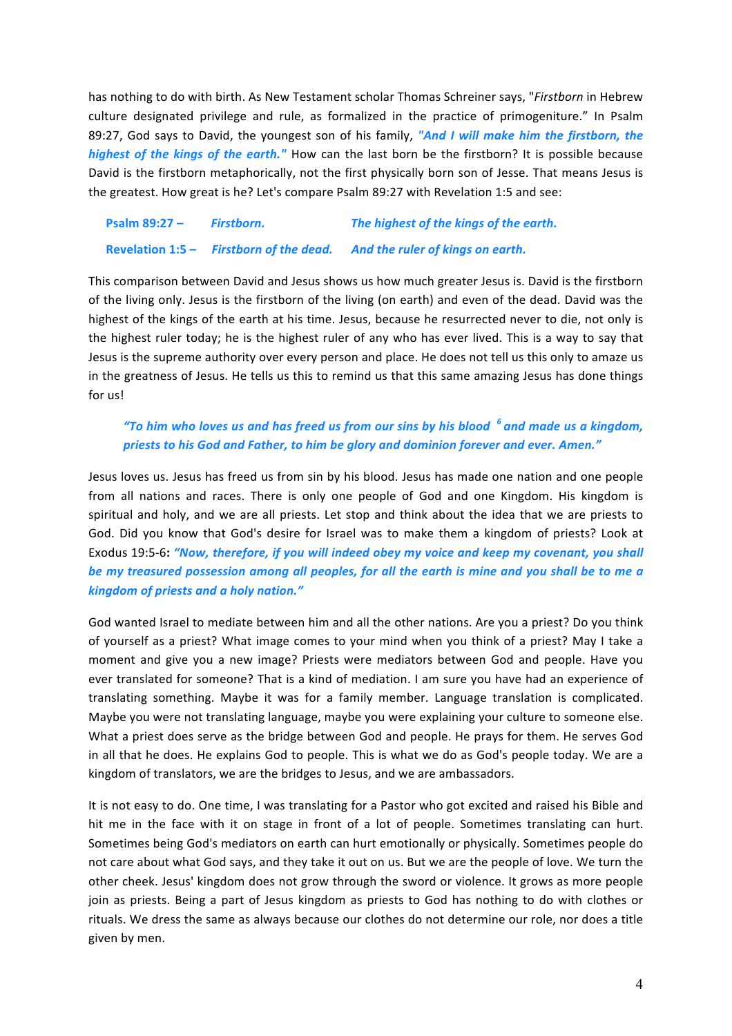has nothing to do with birth. As New Testament scholar Thomas Schreiner says, "*Firstborn* in Hebrew culture designated privilege and rule, as formalized in the practice of primogeniture." In Psalm 89:27, God says to David, the youngest son of his family, ***"And I will make him the firstborn, the highest of the kings of the earth."*** How can the last born be the firstborn? It is possible because David is the firstborn metaphorically, not the first physically born son of Jesse. That means Jesus is the greatest. How great is he? Let's compare Psalm 89:27 with Revelation 1:5 and see:

| | | |
|---|---|---|
| **Psalm 89:27 –** | ***Firstborn.*** | ***The highest of the kings of the earth.*** |
| **Revelation 1:5 –** | ***Firstborn of the dead.*** | ***And the ruler of kings on earth.*** |

This comparison between David and Jesus shows us how much greater Jesus is. David is the firstborn of the living only. Jesus is the firstborn of the living (on earth) and even of the dead. David was the highest of the kings of the earth at his time. Jesus, because he resurrected never to die, not only is the highest ruler today; he is the highest ruler of any who has ever lived. This is a way to say that Jesus is the supreme authority over every person and place. He does not tell us this only to amaze us in the greatness of Jesus. He tells us this to remind us that this same amazing Jesus has done things for us!

> ***"To him who loves us and has freed us from our sins by his blood [6] and made us a kingdom, priests to his God and Father, to him be glory and dominion forever and ever. Amen."***

Jesus loves us. Jesus has freed us from sin by his blood. Jesus has made one nation and one people from all nations and races. There is only one people of God and one Kingdom. His kingdom is spiritual and holy, and we are all priests. Let stop and think about the idea that we are priests to God. Did you know that God's desire for Israel was to make them a kingdom of priests? Look at Exodus 19:5-6**:** ***"Now, therefore, if you will indeed obey my voice and keep my covenant, you shall be my treasured possession among all peoples, for all the earth is mine and you shall be to me a kingdom of priests and a holy nation."***

God wanted Israel to mediate between him and all the other nations. Are you a priest? Do you think of yourself as a priest? What image comes to your mind when you think of a priest? May I take a moment and give you a new image? Priests were mediators between God and people. Have you ever translated for someone? That is a kind of mediation. I am sure you have had an experience of translating something. Maybe it was for a family member. Language translation is complicated. Maybe you were not translating language, maybe you were explaining your culture to someone else. What a priest does serve as the bridge between God and people. He prays for them. He serves God in all that he does. He explains God to people. This is what we do as God's people today. We are a kingdom of translators, we are the bridges to Jesus, and we are ambassadors.

It is not easy to do. One time, I was translating for a Pastor who got excited and raised his Bible and hit me in the face with it on stage in front of a lot of people. Sometimes translating can hurt. Sometimes being God's mediators on earth can hurt emotionally or physically. Sometimes people do not care about what God says, and they take it out on us. But we are the people of love. We turn the other cheek. Jesus' kingdom does not grow through the sword or violence. It grows as more people join as priests. Being a part of Jesus kingdom as priests to God has nothing to do with clothes or rituals. We dress the same as always because our clothes do not determine our role, nor does a title given by men.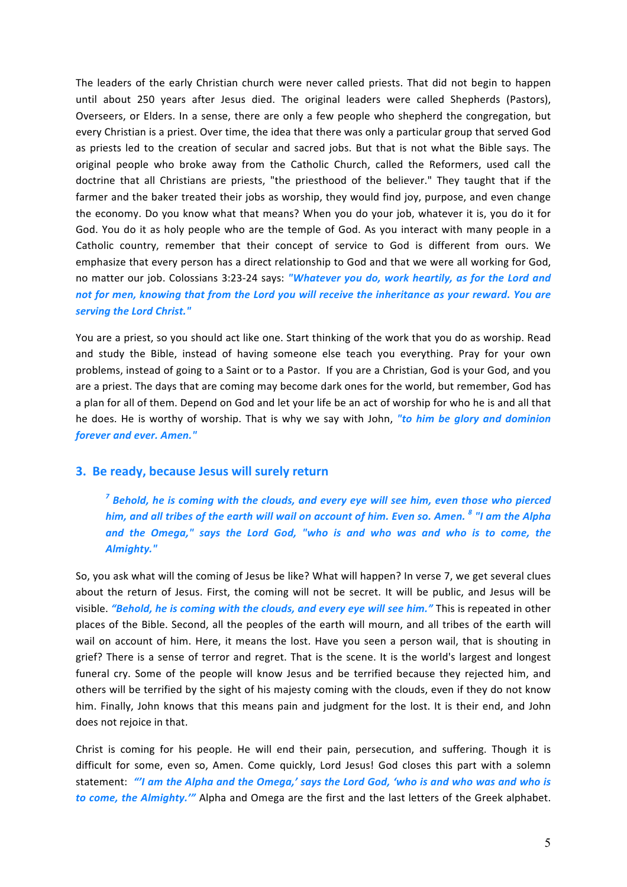The leaders of the early Christian church were never called priests. That did not begin to happen until about 250 years after Jesus died. The original leaders were called Shepherds (Pastors), Overseers, or Elders. In a sense, there are only a few people who shepherd the congregation, but every Christian is a priest. Over time, the idea that there was only a particular group that served God as priests led to the creation of secular and sacred jobs. But that is not what the Bible says. The original people who broke away from the Catholic Church, called the Reformers, used call the doctrine that all Christians are priests, "the priesthood of the believer." They taught that if the farmer and the baker treated their jobs as worship, they would find joy, purpose, and even change the economy. Do you know what that means? When you do your job, whatever it is, you do it for God. You do it as holy people who are the temple of God. As you interact with many people in a Catholic country, remember that their concept of service to God is different from ours. We emphasize that every person has a direct relationship to God and that we were all working for God, no matter our job. Colossians 3:23-24 says: ***"Whatever you do, work heartily, as for the Lord and not for men, knowing that from the Lord you will receive the inheritance as your reward. You are serving the Lord Christ."***

You are a priest, so you should act like one. Start thinking of the work that you do as worship. Read and study the Bible, instead of having someone else teach you everything. Pray for your own problems, instead of going to a Saint or to a Pastor. If you are a Christian, God is your God, and you are a priest. The days that are coming may become dark ones for the world, but remember, God has a plan for all of them. Depend on God and let your life be an act of worship for who he is and all that he does. He is worthy of worship. That is why we say with John, ***"to him be glory and dominion forever and ever. Amen."***

## 3. Be ready, because Jesus will surely return

> ***[7] Behold, he is coming with the clouds, and every eye will see him, even those who pierced him, and all tribes of the earth will wail on account of him. Even so. Amen. [8] "I am the Alpha and the Omega," says the Lord God, "who is and who was and who is to come, the Almighty."***

So, you ask what will the coming of Jesus be like? What will happen? In verse 7, we get several clues about the return of Jesus. First, the coming will not be secret. It will be public, and Jesus will be visible. ***"Behold, he is coming with the clouds, and every eye will see him."*** This is repeated in other places of the Bible. Second, all the peoples of the earth will mourn, and all tribes of the earth will wail on account of him. Here, it means the lost. Have you seen a person wail, that is shouting in grief? There is a sense of terror and regret. That is the scene. It is the world's largest and longest funeral cry. Some of the people will know Jesus and be terrified because they rejected him, and others will be terrified by the sight of his majesty coming with the clouds, even if they do not know him. Finally, John knows that this means pain and judgment for the lost. It is their end, and John does not rejoice in that.

Christ is coming for his people. He will end their pain, persecution, and suffering. Though it is difficult for some, even so, Amen. Come quickly, Lord Jesus! God closes this part with a solemn statement: ***"'I am the Alpha and the Omega,' says the Lord God, 'who is and who was and who is to come, the Almighty.'"*** Alpha and Omega are the first and the last letters of the Greek alphabet.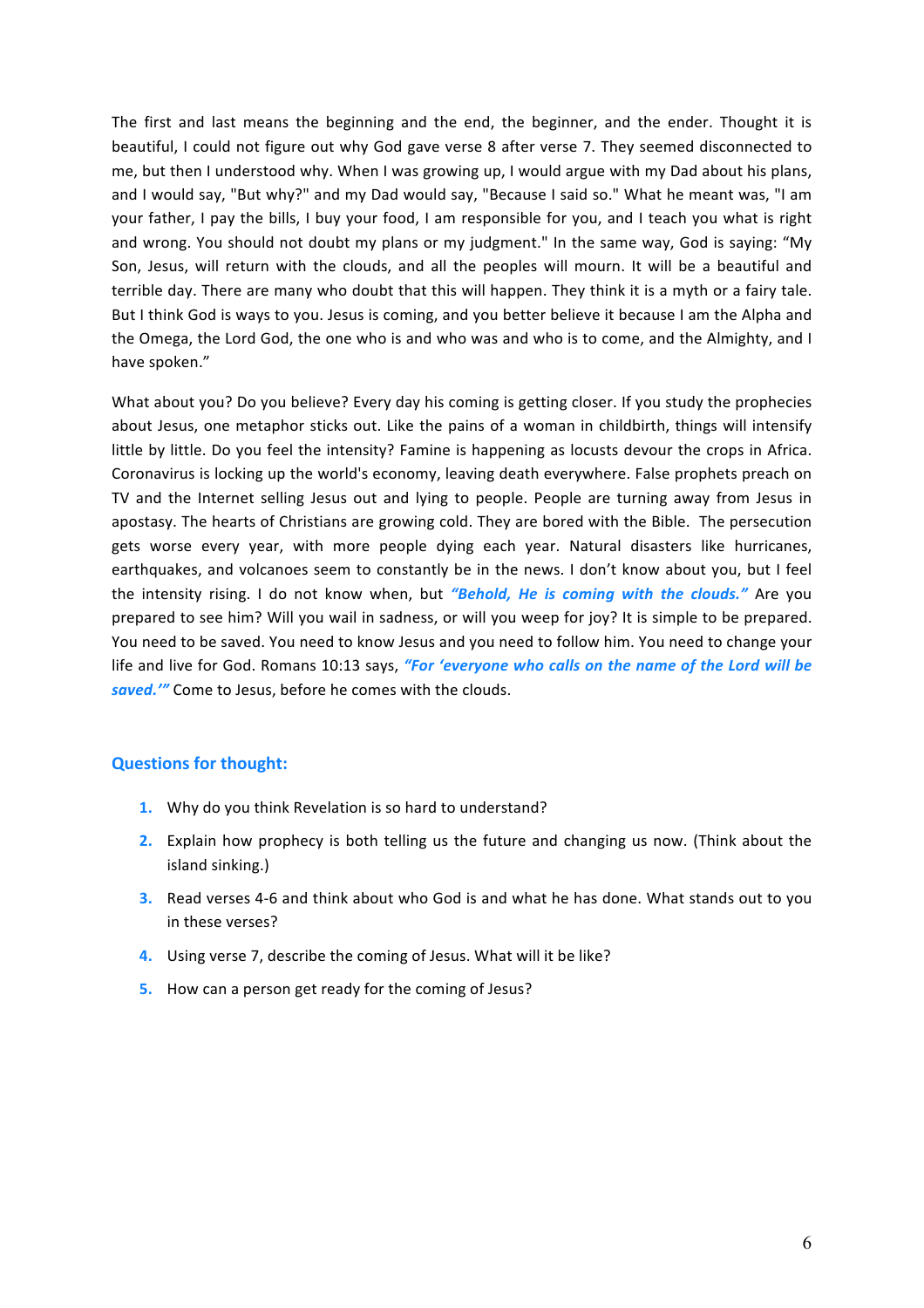The first and last means the beginning and the end, the beginner, and the ender. Thought it is beautiful, I could not figure out why God gave verse 8 after verse 7. They seemed disconnected to me, but then I understood why. When I was growing up, I would argue with my Dad about his plans, and I would say, "But why?" and my Dad would say, "Because I said so." What he meant was, "I am your father, I pay the bills, I buy your food, I am responsible for you, and I teach you what is right and wrong. You should not doubt my plans or my judgment." In the same way, God is saying: “My Son, Jesus, will return with the clouds, and all the peoples will mourn. It will be a beautiful and terrible day. There are many who doubt that this will happen. They think it is a myth or a fairy tale. But I think God is ways to you. Jesus is coming, and you better believe it because I am the Alpha and the Omega, the Lord God, the one who is and who was and who is to come, and the Almighty, and I have spoken.”

What about you? Do you believe? Every day his coming is getting closer. If you study the prophecies about Jesus, one metaphor sticks out. Like the pains of a woman in childbirth, things will intensify little by little. Do you feel the intensity? Famine is happening as locusts devour the crops in Africa. Coronavirus is locking up the world's economy, leaving death everywhere. False prophets preach on TV and the Internet selling Jesus out and lying to people. People are turning away from Jesus in apostasy. The hearts of Christians are growing cold. They are bored with the Bible. The persecution gets worse every year, with more people dying each year. Natural disasters like hurricanes, earthquakes, and volcanoes seem to constantly be in the news. I don’t know about you, but I feel the intensity rising. I do not know when, but ***“Behold, He is coming with the clouds.”*** Are you prepared to see him? Will you wail in sadness, or will you weep for joy? It is simple to be prepared. You need to be saved. You need to know Jesus and you need to follow him. You need to change your life and live for God. Romans 10:13 says, ***“For ‘everyone who calls on the name of the Lord will be saved.’”*** Come to Jesus, before he comes with the clouds.

### Questions for thought:

1. Why do you think Revelation is so hard to understand?
2. Explain how prophecy is both telling us the future and changing us now. (Think about the island sinking.)
3. Read verses 4-6 and think about who God is and what he has done. What stands out to you in these verses?
4. Using verse 7, describe the coming of Jesus. What will it be like?
5. How can a person get ready for the coming of Jesus?